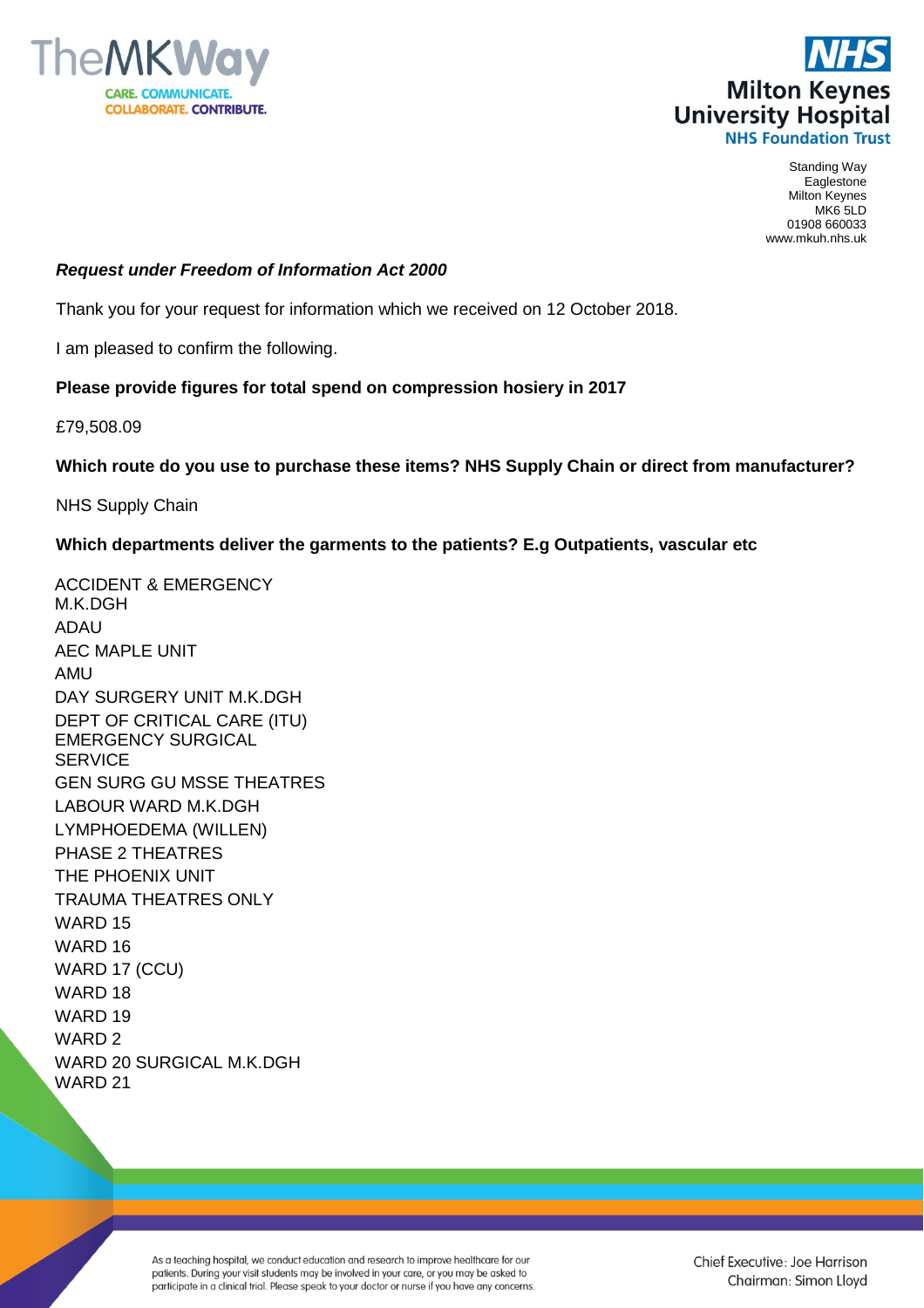TheMKWay

CARE. COMMUNICATE. COLLABORATE. CONTRIBUTE.

NHS
Milton Keynes University Hospital
NHS Foundation Trust

Standing Way
Eaglestone
Milton Keynes
MK6 5LD
01908 660033
www.mkuh.nhs.uk

***Request under Freedom of Information Act 2000***

Thank you for your request for information which we received on 12 October 2018.

I am pleased to confirm the following.

**Please provide figures for total spend on compression hosiery in 2017**

£79,508.09

**Which route do you use to purchase these items? NHS Supply Chain or direct from manufacturer?**

NHS Supply Chain

**Which departments deliver the garments to the patients? E.g Outpatients, vascular etc**

ACCIDENT & EMERGENCY M.K.DGH
ADAU
AEC MAPLE UNIT
AMU
DAY SURGERY UNIT M.K.DGH
DEPT OF CRITICAL CARE (ITU)
EMERGENCY SURGICAL SERVICE
GEN SURG GU MSSE THEATRES
LABOUR WARD M.K.DGH
LYMPHOEDEMA (WILLEN)
PHASE 2 THEATRES
THE PHOENIX UNIT
TRAUMA THEATRES ONLY
WARD 15
WARD 16
WARD 17 (CCU)
WARD 18
WARD 19
WARD 2
WARD 20 SURGICAL M.K.DGH
WARD 21

As a teaching hospital, we conduct education and research to improve healthcare for our patients. During your visit students may be involved in your care, or you may be asked to participate in a clinical trial. Please speak to your doctor or nurse if you have any concerns.

Chief Executive: Joe Harrison
Chairman: Simon Lloyd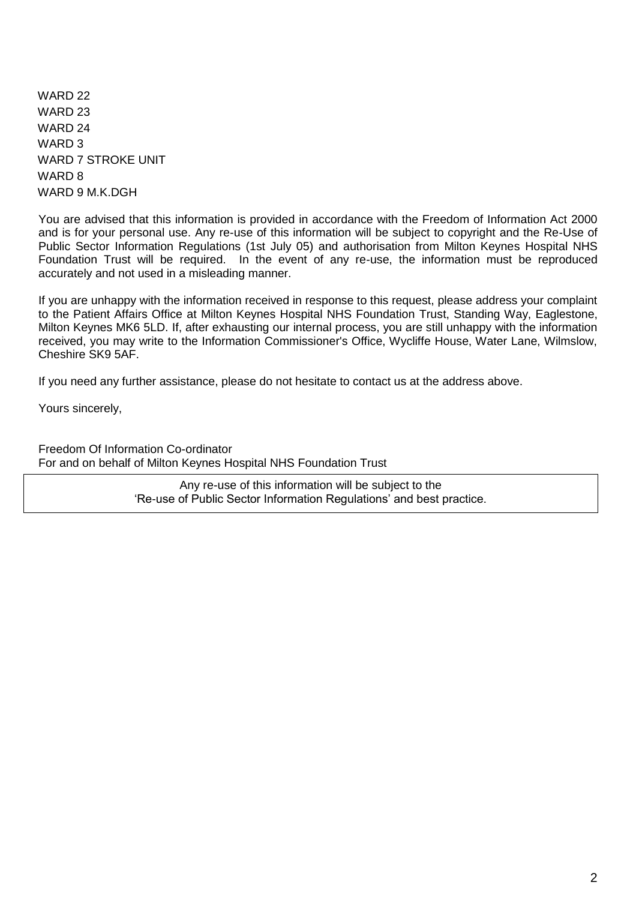WARD 22
WARD 23
WARD 24
WARD 3
WARD 7 STROKE UNIT
WARD 8
WARD 9 M.K.DGH

You are advised that this information is provided in accordance with the Freedom of Information Act 2000 and is for your personal use. Any re-use of this information will be subject to copyright and the Re-Use of Public Sector Information Regulations (1st July 05) and authorisation from Milton Keynes Hospital NHS Foundation Trust will be required. In the event of any re-use, the information must be reproduced accurately and not used in a misleading manner.

If you are unhappy with the information received in response to this request, please address your complaint to the Patient Affairs Office at Milton Keynes Hospital NHS Foundation Trust, Standing Way, Eaglestone, Milton Keynes MK6 5LD. If, after exhausting our internal process, you are still unhappy with the information received, you may write to the Information Commissioner's Office, Wycliffe House, Water Lane, Wilmslow, Cheshire SK9 5AF.

If you need any further assistance, please do not hesitate to contact us at the address above.

Yours sincerely,

Freedom Of Information Co-ordinator
For and on behalf of Milton Keynes Hospital NHS Foundation Trust

Any re-use of this information will be subject to the
'Re-use of Public Sector Information Regulations' and best practice.